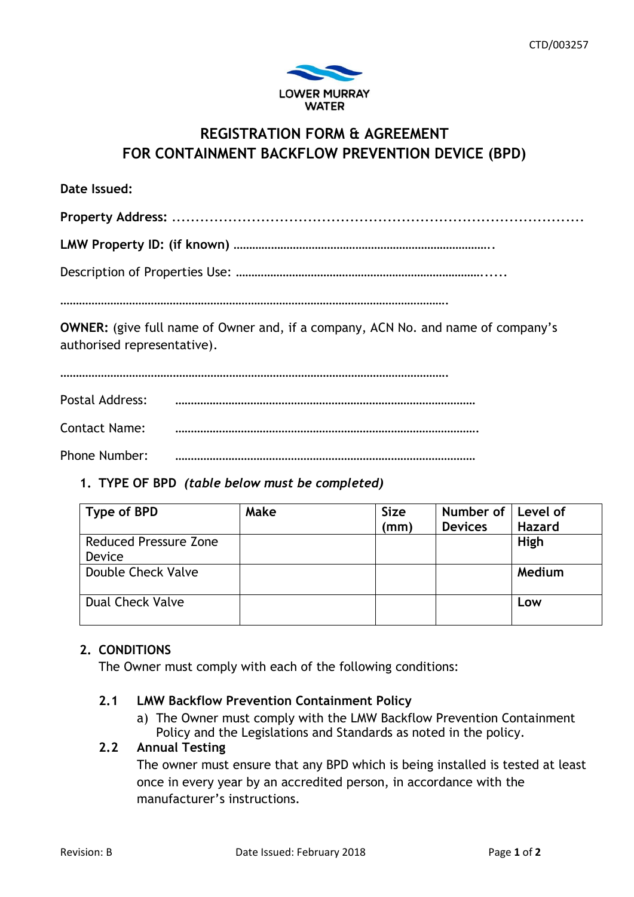CTD/003257

LOWER MURRAY WATER

# REGISTRATION FORM & AGREEMENT FOR CONTAINMENT BACKFLOW PREVENTION DEVICE (BPD)

**Date Issued:**

**Property Address:** ................................................................................

**LMW Property ID: (if known)** ……………………………………………………………………….

Description of Properties Use: …………………………………………………………………......

…………………………………………………………………………………………………………….

**OWNER:** (give full name of Owner and, if a company, ACN No. and name of company's authorised representative).

…………………………………………………………………………………………………………….

Postal Address: ……………………………………………………………………………………

Contact Name: …………………………………………………………………………………….

Phone Number: ……………………………………………………………………………………

## 1. TYPE OF BPD *(table below must be completed)*

| Type of BPD | Make | Size (mm) | Number of Devices | Level of Hazard |
|---|---|---|---|---|
| Reduced Pressure Zone Device | | | | **High** |
| Double Check Valve | | | | **Medium** |
| Dual Check Valve | | | | **Low** |

## 2. CONDITIONS

The Owner must comply with each of the following conditions:

### 2.1 LMW Backflow Prevention Containment Policy

a) The Owner must comply with the LMW Backflow Prevention Containment Policy and the Legislations and Standards as noted in the policy.

### 2.2 Annual Testing

The owner must ensure that any BPD which is being installed is tested at least once in every year by an accredited person, in accordance with the manufacturer's instructions.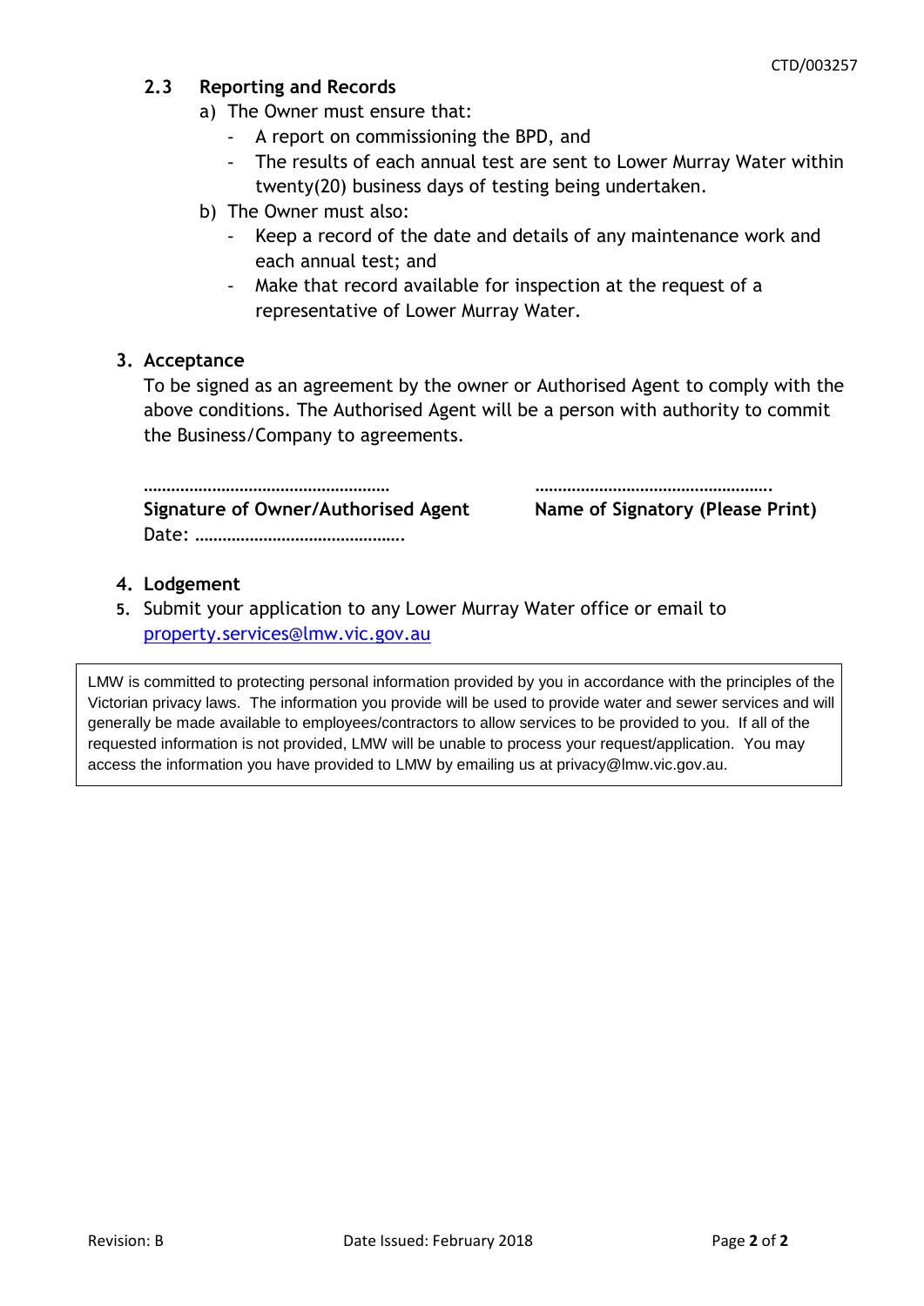### 2.3 Reporting and Records

a) The Owner must ensure that:
   - A report on commissioning the BPD, and
   - The results of each annual test are sent to Lower Murray Water within twenty(20) business days of testing being undertaken.

b) The Owner must also:
   - Keep a record of the date and details of any maintenance work and each annual test; and
   - Make that record available for inspection at the request of a representative of Lower Murray Water.

## 3. Acceptance

To be signed as an agreement by the owner or Authorised Agent to comply with the above conditions. The Authorised Agent will be a person with authority to commit the Business/Company to agreements.

……………………………………………… ……………………………………………….

**Signature of Owner/Authorised Agent** **Name of Signatory (Please Print)**

Date: ……………………………………….

## 4. Lodgement

5. Submit your application to any Lower Murray Water office or email to property.services@lmw.vic.gov.au

LMW is committed to protecting personal information provided by you in accordance with the principles of the Victorian privacy laws. The information you provide will be used to provide water and sewer services and will generally be made available to employees/contractors to allow services to be provided to you. If all of the requested information is not provided, LMW will be unable to process your request/application. You may access the information you have provided to LMW by emailing us at privacy@lmw.vic.gov.au.